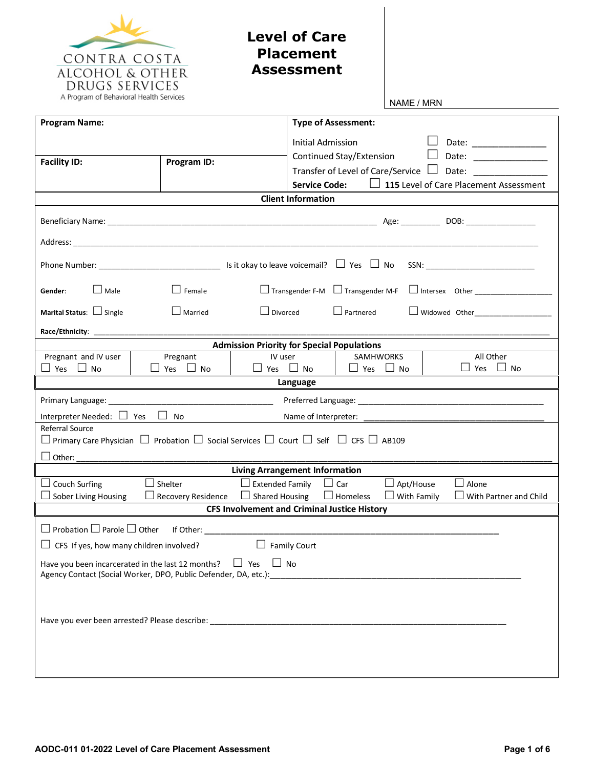CONTRA COSTA ALCOHOL & OTHER DRUGS SERVICES
A Program of Behavioral Health Services

# Level of Care Placement Assessment

NAME / MRN

| **Program Name:** | | **Type of Assessment:** |
|---|---|---|
| **Facility ID:** | **Program ID:** | Initial Admission ☐ Date: _______________<br>Continued Stay/Extension ☐ Date: _______________<br>Transfer of Level of Care/Service ☐ Date: _______________<br>**Service Code:** ☐ **115** Level of Care Placement Assessment |

## Client Information

Beneficiary Name: ____________________________________________ Age: _________ DOB: ________________

Address: ________________________________________________________________________________

Phone Number: ___________________________ Is it okay to leave voicemail? ☐ Yes ☐ No SSN: _________________________

**Gender**: ☐ Male ☐ Female ☐ Transgender F-M ☐ Transgender M-F ☐ Intersex Other ___________________

**Marital Status**: ☐ Single ☐ Married ☐ Divorced ☐ Partnered ☐ Widowed Other___________________

**Race/Ethnicity**: ________________________________________________________________________________

## Admission Priority for Special Populations

| Pregnant and IV user | Pregnant | IV user | SAMHWORKS | All Other |
|---|---|---|---|---|
| ☐ Yes ☐ No | ☐ Yes ☐ No | ☐ Yes ☐ No | ☐ Yes ☐ No | ☐ Yes ☐ No |

## Language

Primary Language: _____________________________________ Preferred Language: __________________________________________

Interpreter Needed: ☐ Yes ☐ No Name of Interpreter: __________________________________________

Referral Source

☐ Primary Care Physician ☐ Probation ☐ Social Services ☐ Court ☐ Self ☐ CFS ☐ AB109

☐ Other: ________________________________________________________________________________

## Living Arrangement Information

| | | | | | |
|---|---|---|---|---|---|
| ☐ Couch Surfing | ☐ Shelter | ☐ Extended Family | ☐ Car | ☐ Apt/House | ☐ Alone |
| ☐ Sober Living Housing | ☐ Recovery Residence | ☐ Shared Housing | ☐ Homeless | ☐ With Family | ☐ With Partner and Child |

## CFS Involvement and Criminal Justice History

☐ Probation ☐ Parole ☐ Other If Other: ____________________________________________________________________

☐ CFS If yes, how many children involved? ☐ Family Court

Have you been incarcerated in the last 12 months? ☐ Yes ☐ No

Agency Contact (Social Worker, DPO, Public Defender, DA, etc.):_______________________________________________________

Have you ever been arrested? Please describe: _____________________________________________________________________

AODC-011 01-2022 Level of Care Placement Assessment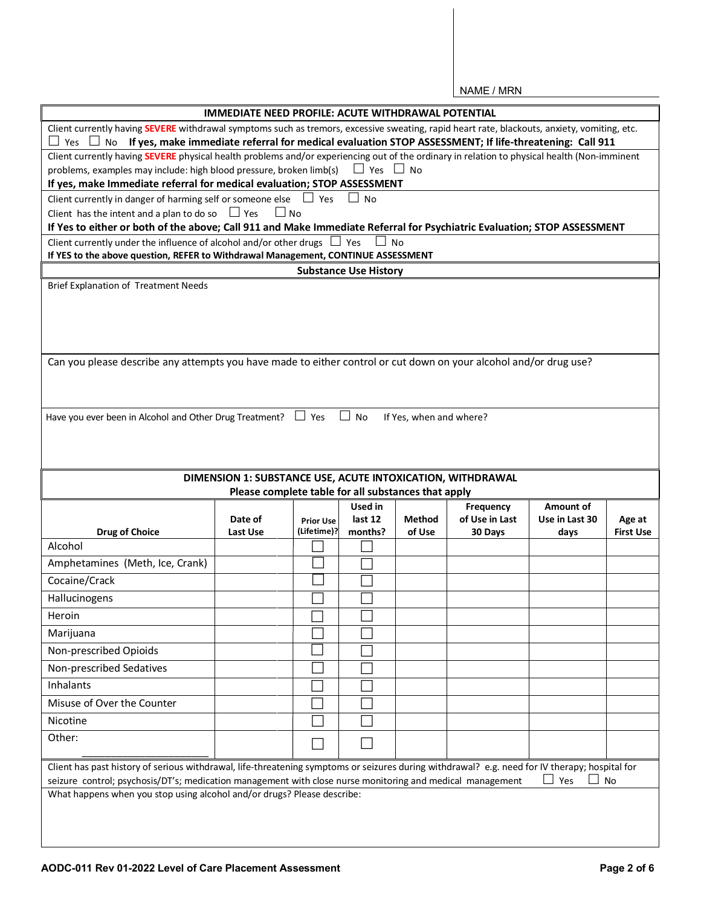NAME / MRN

## IMMEDIATE NEED PROFILE: ACUTE WITHDRAWAL POTENTIAL

Client currently having **SEVERE** withdrawal symptoms such as tremors, excessive sweating, rapid heart rate, blackouts, anxiety, vomiting, etc.
☐ Yes ☐ No **If yes, make immediate referral for medical evaluation STOP ASSESSMENT; If life-threatening: Call 911**

Client currently having **SEVERE** physical health problems and/or experiencing out of the ordinary in relation to physical health (Non-imminent problems, examples may include: high blood pressure, broken limb(s) ☐ Yes ☐ No
**If yes, make Immediate referral for medical evaluation; STOP ASSESSMENT**

Client currently in danger of harming self or someone else ☐ Yes ☐ No
Client has the intent and a plan to do so ☐ Yes ☐ No
**If Yes to either or both of the above; Call 911 and Make Immediate Referral for Psychiatric Evaluation; STOP ASSESSMENT**

Client currently under the influence of alcohol and/or other drugs ☐ Yes ☐ No
**If YES to the above question, REFER to Withdrawal Management, CONTINUE ASSESSMENT**

## Substance Use History

Brief Explanation of Treatment Needs

Can you please describe any attempts you have made to either control or cut down on your alcohol and/or drug use?

Have you ever been in Alcohol and Other Drug Treatment? ☐ Yes ☐ No If Yes, when and where?

## DIMENSION 1: SUBSTANCE USE, ACUTE INTOXICATION, WITHDRAWAL

**Please complete table for all substances that apply**

| Drug of Choice | Date of Last Use | Prior Use (Lifetime)? | Used in last 12 months? | Method of Use | Frequency of Use in Last 30 Days | Amount of Use in Last 30 days | Age at First Use |
|---|---|---|---|---|---|---|---|
| Alcohol | | ☐ | ☐ | | | | |
| Amphetamines (Meth, Ice, Crank) | | ☐ | ☐ | | | | |
| Cocaine/Crack | | ☐ | ☐ | | | | |
| Hallucinogens | | ☐ | ☐ | | | | |
| Heroin | | ☐ | ☐ | | | | |
| Marijuana | | ☐ | ☐ | | | | |
| Non-prescribed Opioids | | ☐ | ☐ | | | | |
| Non-prescribed Sedatives | | ☐ | ☐ | | | | |
| Inhalants | | ☐ | ☐ | | | | |
| Misuse of Over the Counter | | ☐ | ☐ | | | | |
| Nicotine | | ☐ | ☐ | | | | |
| Other: ____________________ | | ☐ | ☐ | | | | |

Client has past history of serious withdrawal, life-threatening symptoms or seizures during withdrawal? e.g. need for IV therapy; hospital for seizure control; psychosis/DT's; medication management with close nurse monitoring and medical management ☐ Yes ☐ No

What happens when you stop using alcohol and/or drugs? Please describe:

AODC-011 Rev 01-2022 Level of Care Placement Assessment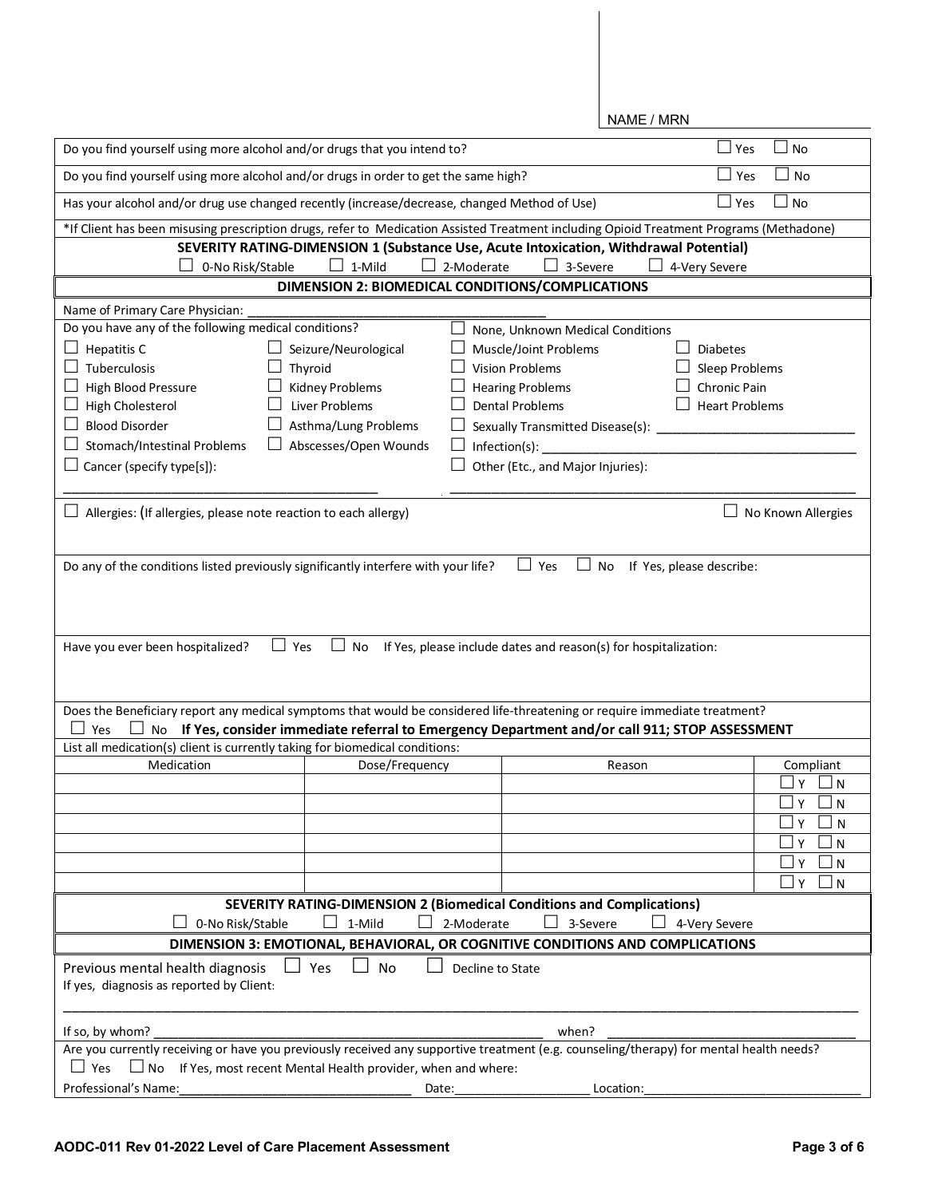NAME / MRN

Do you find yourself using more alcohol and/or drugs that you intend to? ☐ Yes ☐ No

Do you find yourself using more alcohol and/or drugs in order to get the same high? ☐ Yes ☐ No

Has your alcohol and/or drug use changed recently (increase/decrease, changed Method of Use) ☐ Yes ☐ No

*If Client has been misusing prescription drugs, refer to Medication Assisted Treatment including Opioid Treatment Programs (Methadone)

**SEVERITY RATING-DIMENSION 1 (Substance Use, Acute Intoxication, Withdrawal Potential)**

☐ 0-No Risk/Stable ☐ 1-Mild ☐ 2-Moderate ☐ 3-Severe ☐ 4-Very Severe

## DIMENSION 2: BIOMEDICAL CONDITIONS/COMPLICATIONS

Name of Primary Care Physician: ________________________________________

Do you have any of the following medical conditions? ☐ None, Unknown Medical Conditions

| | | | |
|---|---|---|---|
| ☐ Hepatitis C | ☐ Seizure/Neurological | ☐ Muscle/Joint Problems | ☐ Diabetes |
| ☐ Tuberculosis | ☐ Thyroid | ☐ Vision Problems | ☐ Sleep Problems |
| ☐ High Blood Pressure | ☐ Kidney Problems | ☐ Hearing Problems | ☐ Chronic Pain |
| ☐ High Cholesterol | ☐ Liver Problems | ☐ Dental Problems | ☐ Heart Problems |
| ☐ Blood Disorder | ☐ Asthma/Lung Problems | ☐ Sexually Transmitted Disease(s): ____________________________ | |
| ☐ Stomach/Intestinal Problems | ☐ Abscesses/Open Wounds | ☐ Infection(s): ____________________________ | |
| ☐ Cancer (specify type[s]): ____________________________ | | ☐ Other (Etc., and Major Injuries): ____________________________ | |

☐ Allergies: (If allergies, please note reaction to each allergy) ☐ No Known Allergies

Do any of the conditions listed previously significantly interfere with your life? ☐ Yes ☐ No If Yes, please describe:

Have you ever been hospitalized? ☐ Yes ☐ No If Yes, please include dates and reason(s) for hospitalization:

Does the Beneficiary report any medical symptoms that would be considered life-threatening or require immediate treatment?

☐ Yes ☐ No **If Yes, consider immediate referral to Emergency Department and/or call 911; STOP ASSESSMENT**

List all medication(s) client is currently taking for biomedical conditions:

| Medication | Dose/Frequency | Reason | Compliant |
|---|---|---|---|
| | | | ☐ Y ☐ N |
| | | | ☐ Y ☐ N |
| | | | ☐ Y ☐ N |
| | | | ☐ Y ☐ N |
| | | | ☐ Y ☐ N |
| | | | ☐ Y ☐ N |

**SEVERITY RATING-DIMENSION 2 (Biomedical Conditions and Complications)**

☐ 0-No Risk/Stable ☐ 1-Mild ☐ 2-Moderate ☐ 3-Severe ☐ 4-Very Severe

## DIMENSION 3: EMOTIONAL, BEHAVIORAL, OR COGNITIVE CONDITIONS AND COMPLICATIONS

Previous mental health diagnosis ☐ Yes ☐ No ☐ Decline to State

If yes, diagnosis as reported by Client:

______________________________________________________________________________

If so, by whom? ______________________________ when? ______________________________

Are you currently receiving or have you previously received any supportive treatment (e.g. counseling/therapy) for mental health needs?

☐ Yes ☐ No If Yes, most recent Mental Health provider, when and where:

Professional's Name:______________________ Date:______________ Location:______________________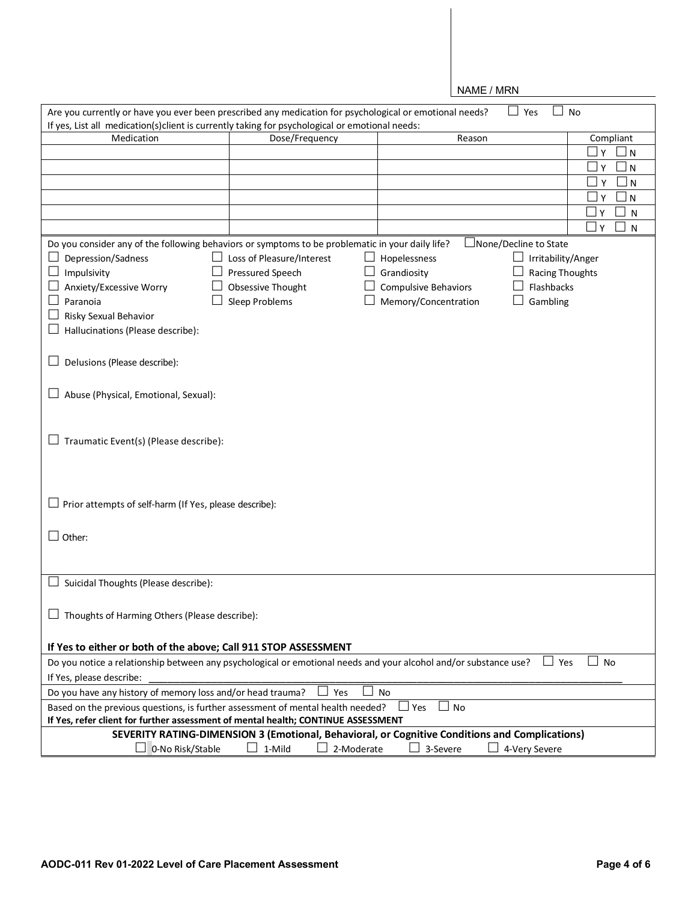NAME / MRN

Are you currently or have you ever been prescribed any medication for psychological or emotional needs? ☐ Yes ☐ No

If yes, List all medication(s)client is currently taking for psychological or emotional needs:

| Medication | Dose/Frequency | Reason | Compliant |
|---|---|---|---|
| | | | ☐ Y ☐ N |
| | | | ☐ Y ☐ N |
| | | | ☐ Y ☐ N |
| | | | ☐ Y ☐ N |
| | | | ☐ Y ☐ N |
| | | | ☐ Y ☐ N |

Do you consider any of the following behaviors or symptoms to be problematic in your daily life? ☐ None/Decline to State

☐ Depression/Sadness ☐ Loss of Pleasure/Interest ☐ Hopelessness ☐ Irritability/Anger
☐ Impulsivity ☐ Pressured Speech ☐ Grandiosity ☐ Racing Thoughts
☐ Anxiety/Excessive Worry ☐ Obsessive Thought ☐ Compulsive Behaviors ☐ Flashbacks
☐ Paranoia ☐ Sleep Problems ☐ Memory/Concentration ☐ Gambling
☐ Risky Sexual Behavior

☐ Hallucinations (Please describe):

☐ Delusions (Please describe):

☐ Abuse (Physical, Emotional, Sexual):

☐ Traumatic Event(s) (Please describe):

☐ Prior attempts of self-harm (If Yes, please describe):

☐ Other:

☐ Suicidal Thoughts (Please describe):

☐ Thoughts of Harming Others (Please describe):

**If Yes to either or both of the above; Call 911 STOP ASSESSMENT**

Do you notice a relationship between any psychological or emotional needs and your alcohol and/or substance use? ☐ Yes ☐ No

If Yes, please describe: ____________________________________________

Do you have any history of memory loss and/or head trauma? ☐ Yes ☐ No

Based on the previous questions, is further assessment of mental health needed? ☐ Yes ☐ No

**If Yes, refer client for further assessment of mental health; CONTINUE ASSESSMENT**

**SEVERITY RATING-DIMENSION 3 (Emotional, Behavioral, or Cognitive Conditions and Complications)**

☐ 0-No Risk/Stable ☐ 1-Mild ☐ 2-Moderate ☐ 3-Severe ☐ 4-Very Severe

AODC-011 Rev 01-2022 Level of Care Placement Assessment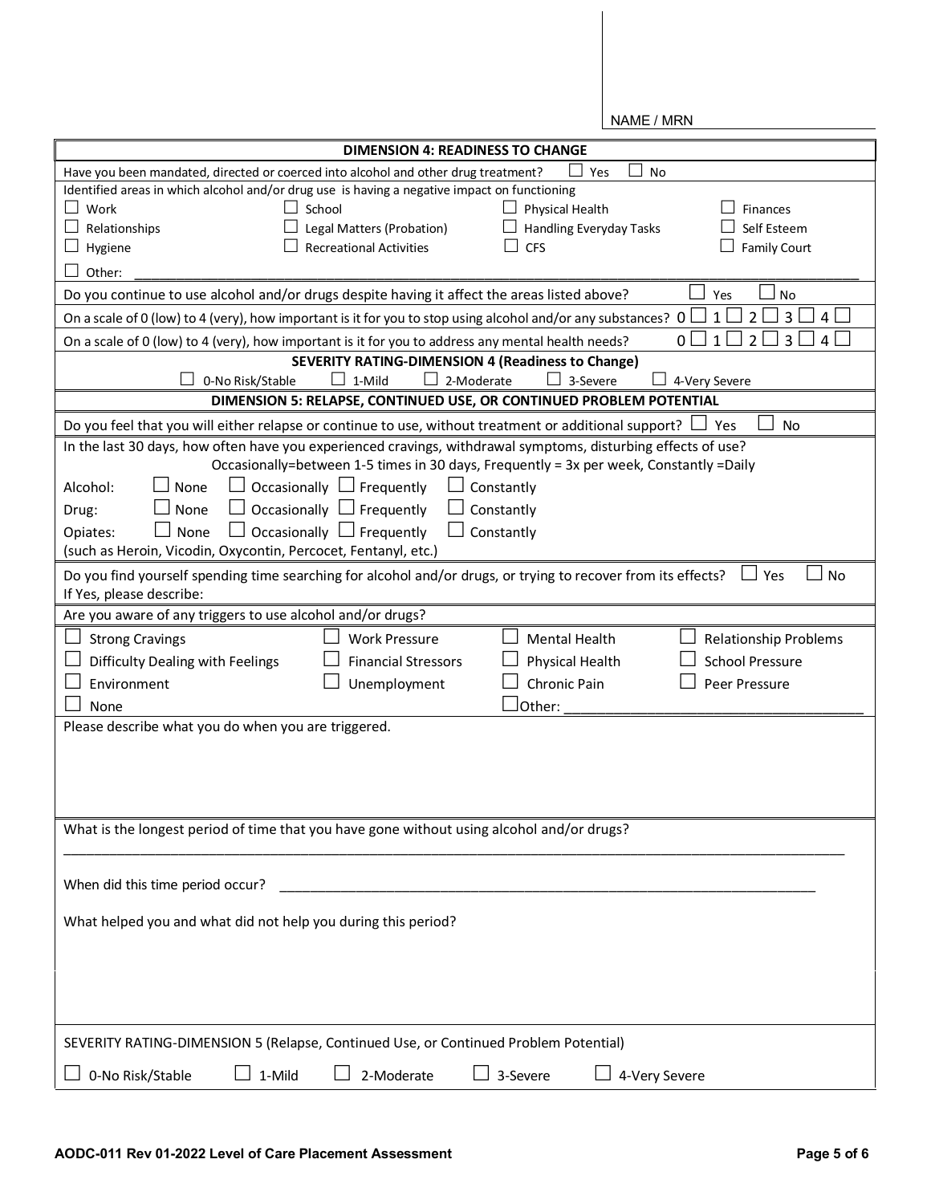NAME / MRN

## DIMENSION 4: READINESS TO CHANGE

Have you been mandated, directed or coerced into alcohol and other drug treatment? ☐ Yes ☐ No

Identified areas in which alcohol and/or drug use is having a negative impact on functioning

| | | | |
|---|---|---|---|
| ☐ Work | ☐ School | ☐ Physical Health | ☐ Finances |
| ☐ Relationships | ☐ Legal Matters (Probation) | ☐ Handling Everyday Tasks | ☐ Self Esteem |
| ☐ Hygiene | ☐ Recreational Activities | ☐ CFS | ☐ Family Court |

☐ Other: ____________________________________________

Do you continue to use alcohol and/or drugs despite having it affect the areas listed above? ☐ Yes ☐ No

On a scale of 0 (low) to 4 (very), how important is it for you to stop using alcohol and/or any substances? 0 ☐ 1 ☐ 2 ☐ 3 ☐ 4 ☐

On a scale of 0 (low) to 4 (very), how important is it for you to address any mental health needs? 0 ☐ 1 ☐ 2 ☐ 3 ☐ 4 ☐

**SEVERITY RATING-DIMENSION 4 (Readiness to Change)**

☐ 0-No Risk/Stable ☐ 1-Mild ☐ 2-Moderate ☐ 3-Severe ☐ 4-Very Severe

## DIMENSION 5: RELAPSE, CONTINUED USE, OR CONTINUED PROBLEM POTENTIAL

Do you feel that you will either relapse or continue to use, without treatment or additional support? ☐ Yes ☐ No

In the last 30 days, how often have you experienced cravings, withdrawal symptoms, disturbing effects of use?
Occasionally=between 1-5 times in 30 days, Frequently = 3x per week, Constantly =Daily

| | | | | |
|---|---|---|---|---|
| Alcohol: | ☐ None | ☐ Occasionally | ☐ Frequently | ☐ Constantly |
| Drug: | ☐ None | ☐ Occasionally | ☐ Frequently | ☐ Constantly |
| Opiates: | ☐ None | ☐ Occasionally | ☐ Frequently | ☐ Constantly |

(such as Heroin, Vicodin, Oxycontin, Percocet, Fentanyl, etc.)

Do you find yourself spending time searching for alcohol and/or drugs, or trying to recover from its effects? ☐ Yes ☐ No
If Yes, please describe:

Are you aware of any triggers to use alcohol and/or drugs?

| | | | |
|---|---|---|---|
| ☐ Strong Cravings | ☐ Work Pressure | ☐ Mental Health | ☐ Relationship Problems |
| ☐ Difficulty Dealing with Feelings | ☐ Financial Stressors | ☐ Physical Health | ☐ School Pressure |
| ☐ Environment | ☐ Unemployment | ☐ Chronic Pain | ☐ Peer Pressure |
| ☐ None | | ☐ Other: ____________________ | |

Please describe what you do when you are triggered.

What is the longest period of time that you have gone without using alcohol and/or drugs?

____________________________________________

When did this time period occur? ____________________________________________

What helped you and what did not help you during this period?

SEVERITY RATING-DIMENSION 5 (Relapse, Continued Use, or Continued Problem Potential)

☐ 0-No Risk/Stable ☐ 1-Mild ☐ 2-Moderate ☐ 3-Severe ☐ 4-Very Severe

AODC-011 Rev 01-2022 Level of Care Placement Assessment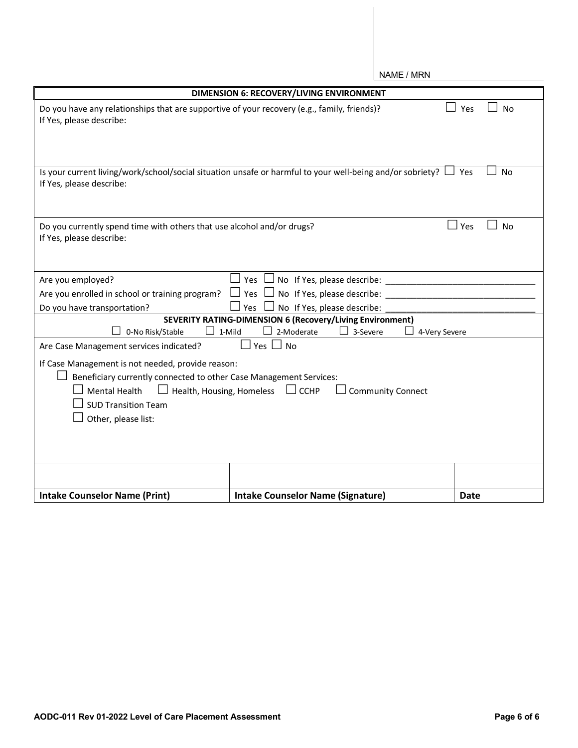NAME / MRN

## DIMENSION 6: RECOVERY/LIVING ENVIRONMENT

Do you have any relationships that are supportive of your recovery (e.g., family, friends)? ☐ Yes ☐ No
If Yes, please describe:

Is your current living/work/school/social situation unsafe or harmful to your well-being and/or sobriety? ☐ Yes ☐ No
If Yes, please describe:

Do you currently spend time with others that use alcohol and/or drugs? ☐ Yes ☐ No
If Yes, please describe:

Are you employed? ☐ Yes ☐ No If Yes, please describe: ______________________________

Are you enrolled in school or training program? ☐ Yes ☐ No If Yes, please describe: ______________________________

Do you have transportation? ☐ Yes ☐ No If Yes, please describe: ______________________________

**SEVERITY RATING-DIMENSION 6 (Recovery/Living Environment)**

☐ 0-No Risk/Stable ☐ 1-Mild ☐ 2-Moderate ☐ 3-Severe ☐ 4-Very Severe

Are Case Management services indicated? ☐ Yes ☐ No

If Case Management is not needed, provide reason:

☐ Beneficiary currently connected to other Case Management Services:

- ☐ Mental Health ☐ Health, Housing, Homeless ☐ CCHP ☐ Community Connect
- ☐ SUD Transition Team
- ☐ Other, please list:

| | | |
|---|---|---|
| | | |
| **Intake Counselor Name (Print)** | **Intake Counselor Name (Signature)** | **Date** |

AODC-011 Rev 01-2022 Level of Care Placement Assessment